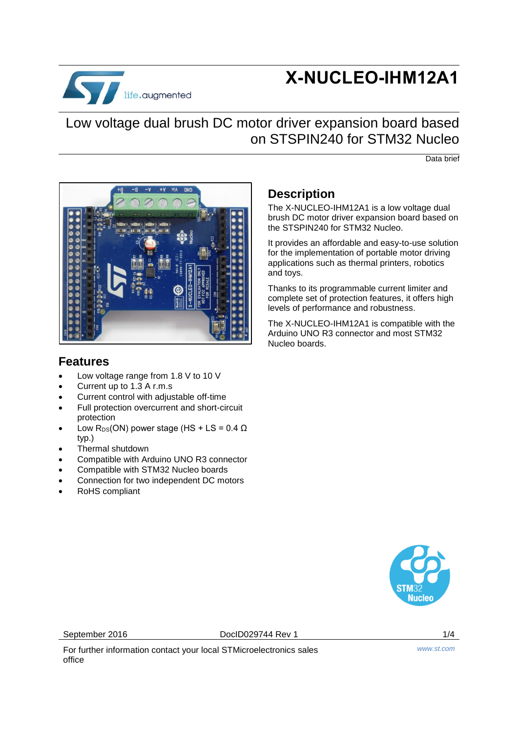# X-NUCLEO-IHM12A1

## Low voltage dual brush DC motor driver expansion board based on STSPIN240 for STM32 Nucleo

Data brief

## Features

- Low voltage range from 1.8 V to 10 V
- Current up to 1.3 A r.m.s
- Current control with adjustable off-time
- Full protection overcurrent and short-circuit protection
- Low $R_{DS}$(ON) power stage (HS + LS = 0.4 Ω typ.)
- Thermal shutdown
- Compatible with Arduino UNO R3 connector
- Compatible with STM32 Nucleo boards
- Connection for two independent DC motors
- RoHS compliant

## Description

The X-NUCLEO-IHM12A1 is a low voltage dual brush DC motor driver expansion board based on the STSPIN240 for STM32 Nucleo.

It provides an affordable and easy-to-use solution for the implementation of portable motor driving applications such as thermal printers, robotics and toys.

Thanks to its programmable current limiter and complete set of protection features, it offers high levels of performance and robustness.

The X-NUCLEO-IHM12A1 is compatible with the Arduino UNO R3 connector and most STM32 Nucleo boards.

September 2016 DocID029744 Rev 1

For further information contact your local STMicroelectronics sales office

www.st.com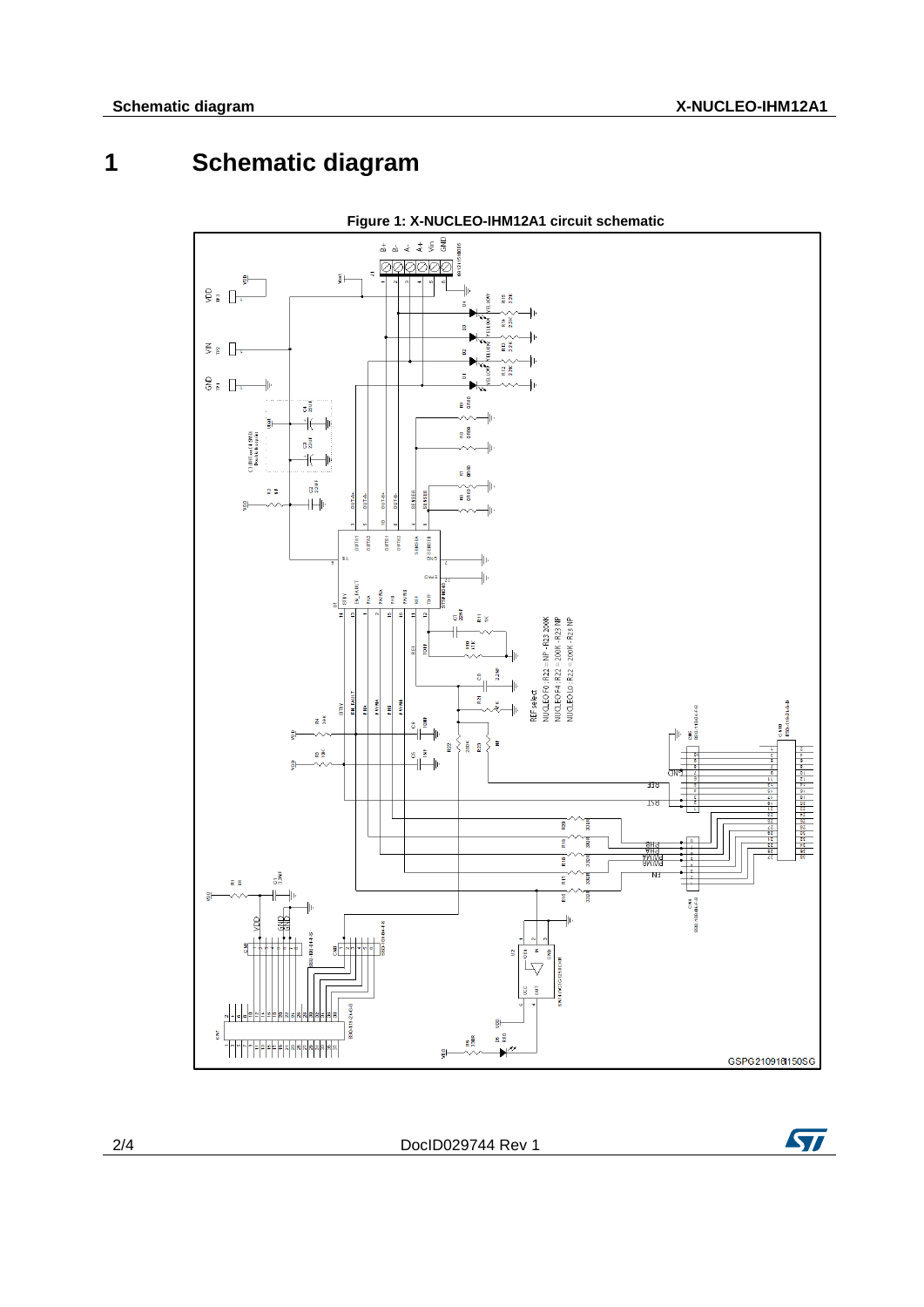# 1 Schematic diagram

Figure 1: X-NUCLEO-IHM12A1 circuit schematic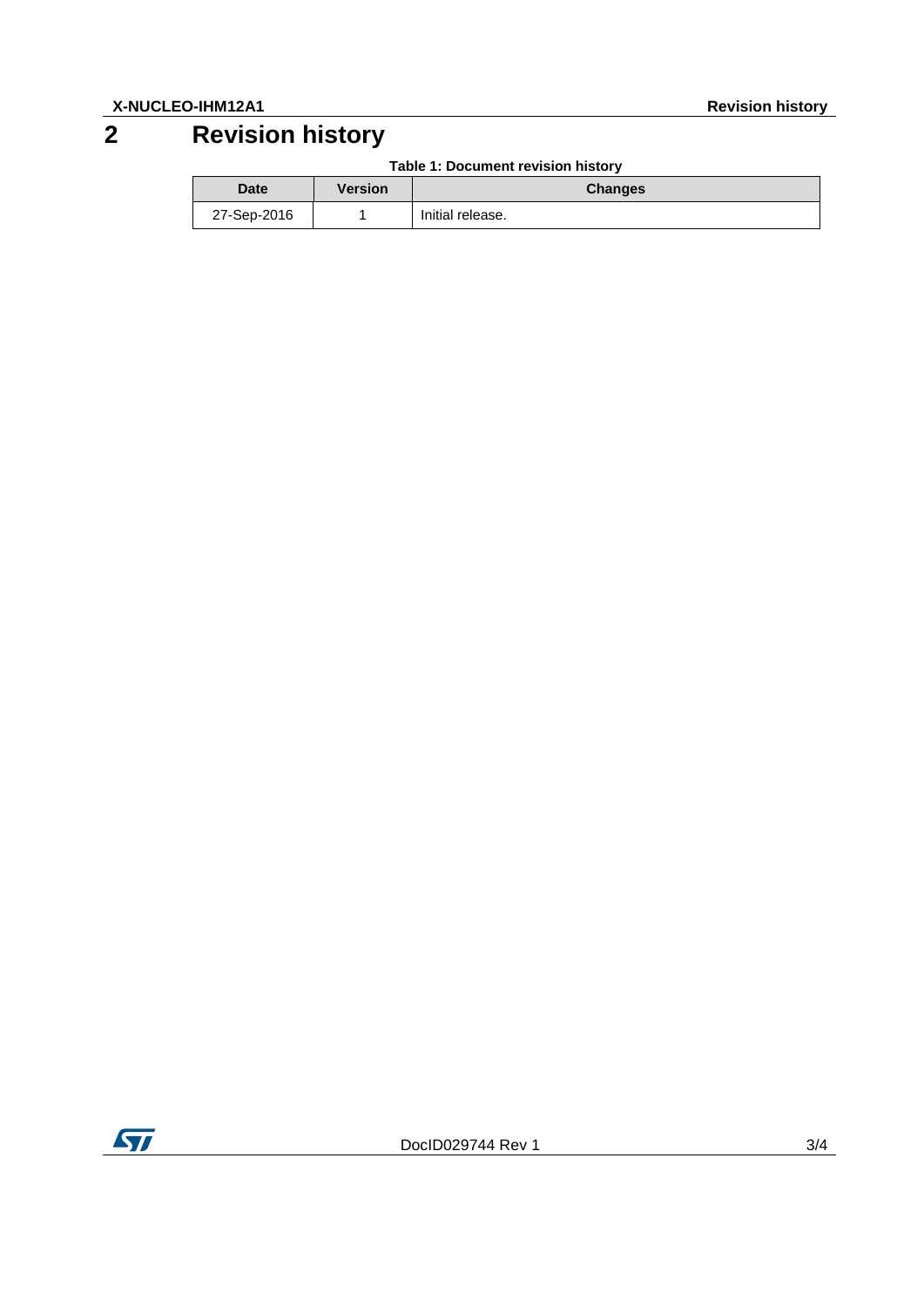# 2 Revision history

**Table 1: Document revision history**

| Date | Version | Changes |
|---|---|---|
| 27-Sep-2016 | 1 | Initial release. |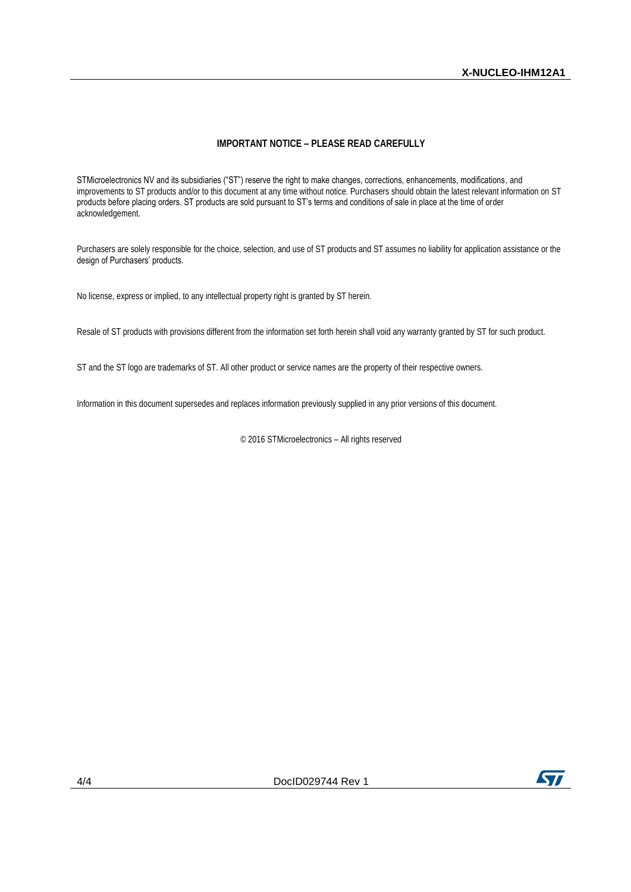**IMPORTANT NOTICE – PLEASE READ CAREFULLY**

STMicroelectronics NV and its subsidiaries ("ST") reserve the right to make changes, corrections, enhancements, modifications, and improvements to ST products and/or to this document at any time without notice. Purchasers should obtain the latest relevant information on ST products before placing orders. ST products are sold pursuant to ST's terms and conditions of sale in place at the time of order acknowledgement.

Purchasers are solely responsible for the choice, selection, and use of ST products and ST assumes no liability for application assistance or the design of Purchasers' products.

No license, express or implied, to any intellectual property right is granted by ST herein.

Resale of ST products with provisions different from the information set forth herein shall void any warranty granted by ST for such product.

ST and the ST logo are trademarks of ST. All other product or service names are the property of their respective owners.

Information in this document supersedes and replaces information previously supplied in any prior versions of this document.

© 2016 STMicroelectronics – All rights reserved